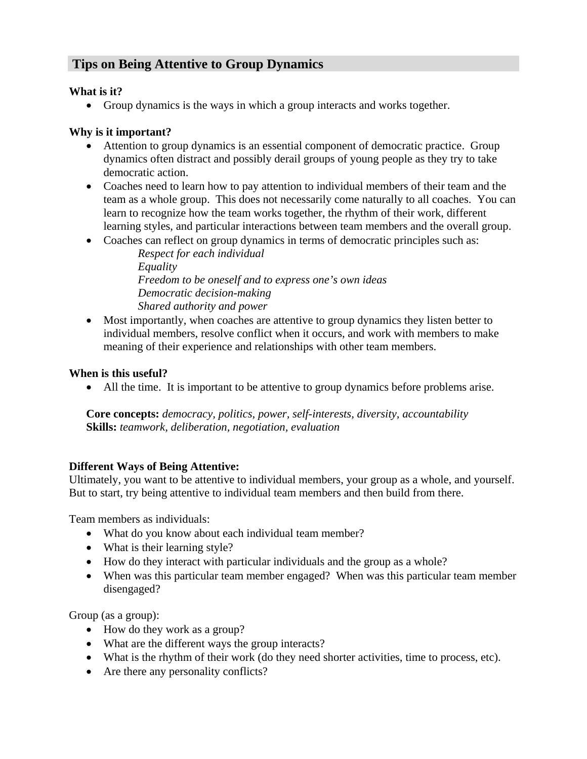## Tips on Being Attentive to Group Dynamics

**What is it?**

- Group dynamics is the ways in which a group interacts and works together.

**Why is it important?**

- Attention to group dynamics is an essential component of democratic practice. Group dynamics often distract and possibly derail groups of young people as they try to take democratic action.
- Coaches need to learn how to pay attention to individual members of their team and the team as a whole group. This does not necessarily come naturally to all coaches. You can learn to recognize how the team works together, the rhythm of their work, different learning styles, and particular interactions between team members and the overall group.
- Coaches can reflect on group dynamics in terms of democratic principles such as:
  - *Respect for each individual*
  - *Equality*
  - *Freedom to be oneself and to express one's own ideas*
  - *Democratic decision-making*
  - *Shared authority and power*
- Most importantly, when coaches are attentive to group dynamics they listen better to individual members, resolve conflict when it occurs, and work with members to make meaning of their experience and relationships with other team members.

**When is this useful?**

- All the time. It is important to be attentive to group dynamics before problems arise.

**Core concepts:** *democracy, politics, power, self-interests, diversity, accountability*
**Skills:** *teamwork, deliberation, negotiation, evaluation*

**Different Ways of Being Attentive:**

Ultimately, you want to be attentive to individual members, your group as a whole, and yourself. But to start, try being attentive to individual team members and then build from there.

Team members as individuals:

- What do you know about each individual team member?
- What is their learning style?
- How do they interact with particular individuals and the group as a whole?
- When was this particular team member engaged? When was this particular team member disengaged?

Group (as a group):

- How do they work as a group?
- What are the different ways the group interacts?
- What is the rhythm of their work (do they need shorter activities, time to process, etc).
- Are there any personality conflicts?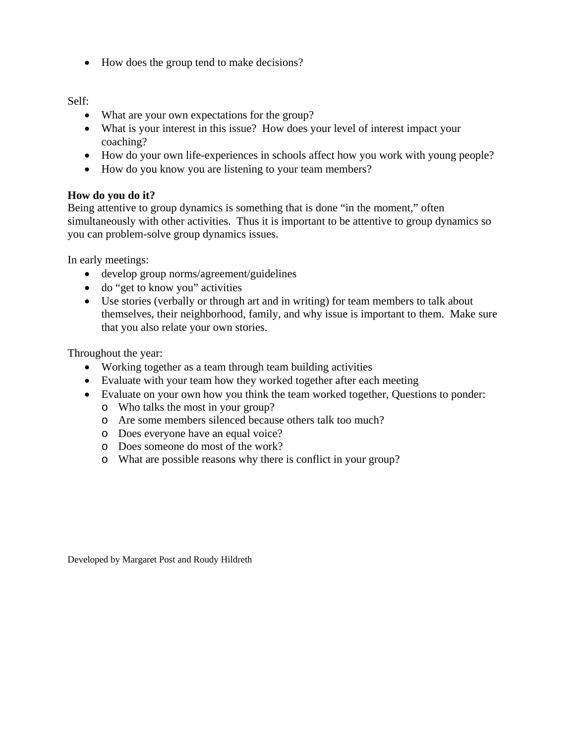- How does the group tend to make decisions?

Self:

- What are your own expectations for the group?
- What is your interest in this issue? How does your level of interest impact your coaching?
- How do your own life-experiences in schools affect how you work with young people?
- How do you know you are listening to your team members?

**How do you do it?**
Being attentive to group dynamics is something that is done "in the moment," often simultaneously with other activities. Thus it is important to be attentive to group dynamics so you can problem-solve group dynamics issues.

In early meetings:

- develop group norms/agreement/guidelines
- do "get to know you" activities
- Use stories (verbally or through art and in writing) for team members to talk about themselves, their neighborhood, family, and why issue is important to them. Make sure that you also relate your own stories.

Throughout the year:

- Working together as a team through team building activities
- Evaluate with your team how they worked together after each meeting
- Evaluate on your own how you think the team worked together, Questions to ponder:
  - Who talks the most in your group?
  - Are some members silenced because others talk too much?
  - Does everyone have an equal voice?
  - Does someone do most of the work?
  - What are possible reasons why there is conflict in your group?

Developed by Margaret Post and Roudy Hildreth